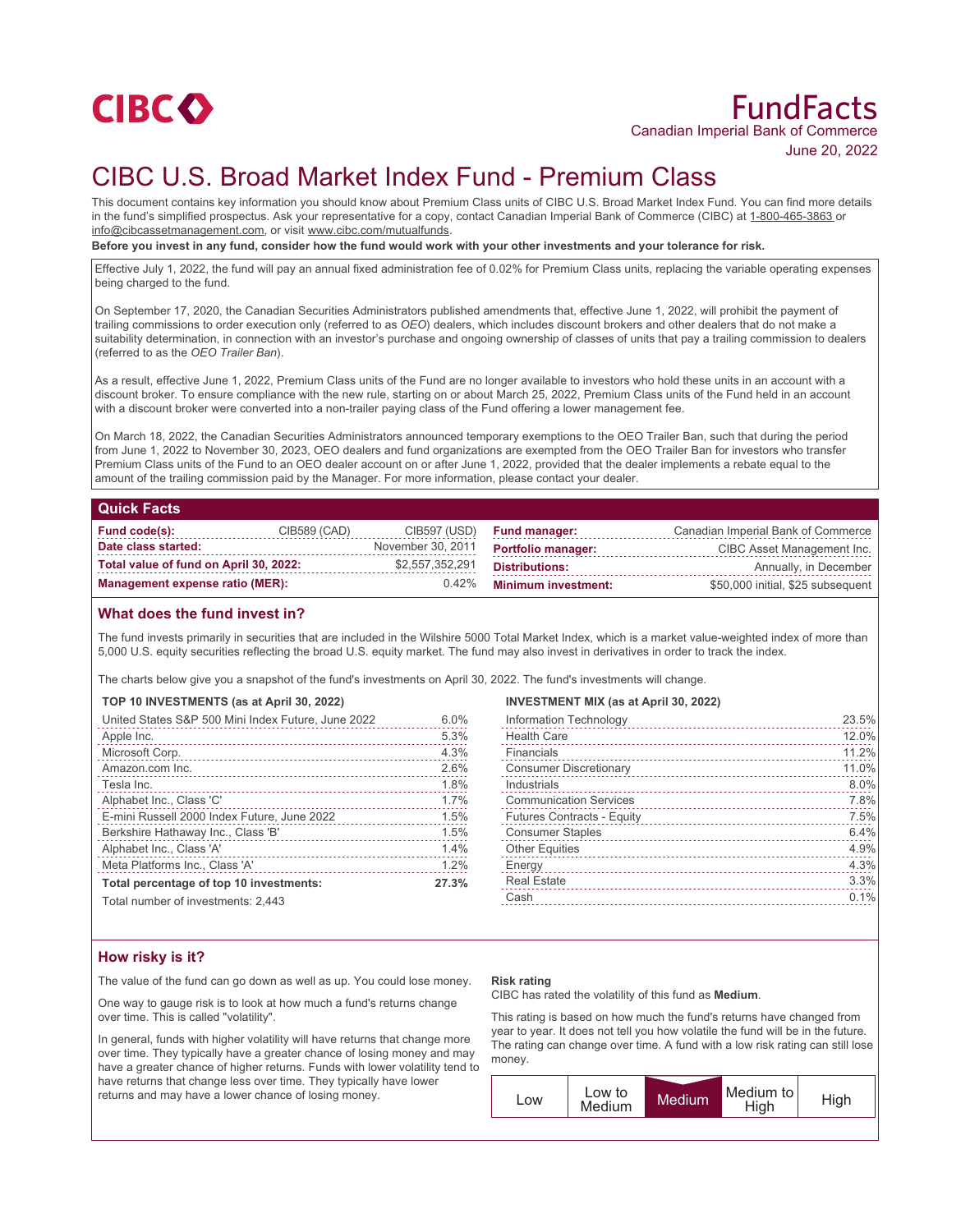CIBC

# FundFacts

Canadian Imperial Bank of Commerce

June 20, 2022

# CIBC U.S. Broad Market Index Fund - Premium Class

This document contains key information you should know about Premium Class units of CIBC U.S. Broad Market Index Fund. You can find more details in the fund's simplified prospectus. Ask your representative for a copy, contact Canadian Imperial Bank of Commerce (CIBC) at 1-800-465-3863 or info@cibcassetmanagement.com, or visit www.cibc.com/mutualfunds.

**Before you invest in any fund, consider how the fund would work with your other investments and your tolerance for risk.**

Effective July 1, 2022, the fund will pay an annual fixed administration fee of 0.02% for Premium Class units, replacing the variable operating expenses being charged to the fund.

On September 17, 2020, the Canadian Securities Administrators published amendments that, effective June 1, 2022, will prohibit the payment of trailing commissions to order execution only (referred to as *OEO*) dealers, which includes discount brokers and other dealers that do not make a suitability determination, in connection with an investor's purchase and ongoing ownership of classes of units that pay a trailing commission to dealers (referred to as the *OEO Trailer Ban*).

As a result, effective June 1, 2022, Premium Class units of the Fund are no longer available to investors who hold these units in an account with a discount broker. To ensure compliance with the new rule, starting on or about March 25, 2022, Premium Class units of the Fund held in an account with a discount broker were converted into a non-trailer paying class of the Fund offering a lower management fee.

On March 18, 2022, the Canadian Securities Administrators announced temporary exemptions to the OEO Trailer Ban, such that during the period from June 1, 2022 to November 30, 2023, OEO dealers and fund organizations are exempted from the OEO Trailer Ban for investors who transfer Premium Class units of the Fund to an OEO dealer account on or after June 1, 2022, provided that the dealer implements a rebate equal to the amount of the trailing commission paid by the Manager. For more information, please contact your dealer.

## Quick Facts

| | | | | |
|---|---|---|---|---|
| **Fund code(s):** | CIB589 (CAD) | CIB597 (USD) | **Fund manager:** | Canadian Imperial Bank of Commerce |
| **Date class started:** | | November 30, 2011 | **Portfolio manager:** | CIBC Asset Management Inc. |
| **Total value of fund on April 30, 2022:** | | $2,557,352,291 | **Distributions:** | Annually, in December |
| **Management expense ratio (MER):** | | 0.42% | **Minimum investment:** | $50,000 initial, $25 subsequent |

## What does the fund invest in?

The fund invests primarily in securities that are included in the Wilshire 5000 Total Market Index, which is a market value-weighted index of more than 5,000 U.S. equity securities reflecting the broad U.S. equity market. The fund may also invest in derivatives in order to track the index.

The charts below give you a snapshot of the fund's investments on April 30, 2022. The fund's investments will change.

**TOP 10 INVESTMENTS (as at April 30, 2022)**

| | |
|---|---|
| United States S&P 500 Mini Index Future, June 2022 | 6.0% |
| Apple Inc. | 5.3% |
| Microsoft Corp. | 4.3% |
| Amazon.com Inc. | 2.6% |
| Tesla Inc. | 1.8% |
| Alphabet Inc., Class 'C' | 1.7% |
| E-mini Russell 2000 Index Future, June 2022 | 1.5% |
| Berkshire Hathaway Inc., Class 'B' | 1.5% |
| Alphabet Inc., Class 'A' | 1.4% |
| Meta Platforms Inc., Class 'A' | 1.2% |
| **Total percentage of top 10 investments:** | **27.3%** |

Total number of investments: 2,443

**INVESTMENT MIX (as at April 30, 2022)**

| | |
|---|---|
| Information Technology | 23.5% |
| Health Care | 12.0% |
| Financials | 11.2% |
| Consumer Discretionary | 11.0% |
| Industrials | 8.0% |
| Communication Services | 7.8% |
| Futures Contracts - Equity | 7.5% |
| Consumer Staples | 6.4% |
| Other Equities | 4.9% |
| Energy | 4.3% |
| Real Estate | 3.3% |
| Cash | 0.1% |

## How risky is it?

The value of the fund can go down as well as up. You could lose money.

One way to gauge risk is to look at how much a fund's returns change over time. This is called "volatility".

In general, funds with higher volatility will have returns that change more over time. They typically have a greater chance of losing money and may have a greater chance of higher returns. Funds with lower volatility tend to have returns that change less over time. They typically have lower returns and may have a lower chance of losing money.

**Risk rating**

CIBC has rated the volatility of this fund as **Medium**.

This rating is based on how much the fund's returns have changed from year to year. It does not tell you how volatile the fund will be in the future. The rating can change over time. A fund with a low risk rating can still lose money.

| Low | Low to Medium | **Medium** | Medium to High | High |
|---|---|---|---|---|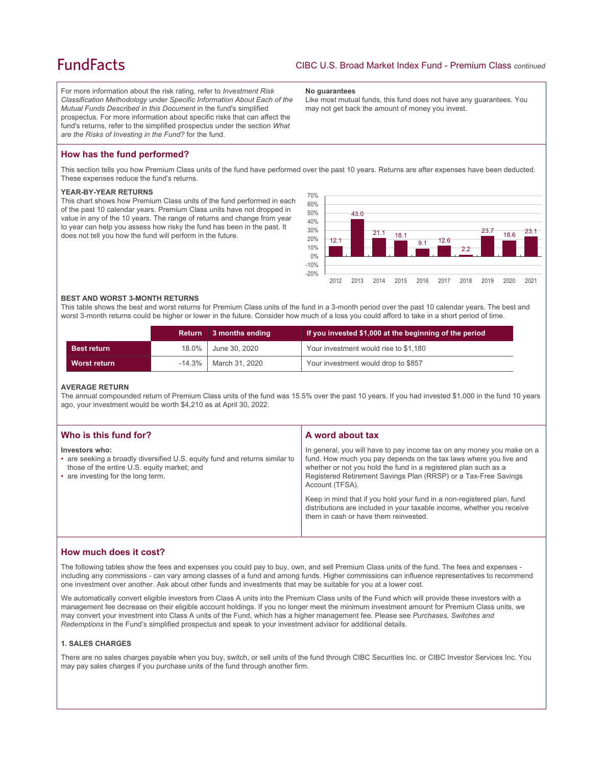For more information about the risk rating, refer to *Investment Risk Classification Methodology* under *Specific Information About Each of the Mutual Funds Described in this Document* in the fund's simplified prospectus. For more information about specific risks that can affect the fund's returns, refer to the simplified prospectus under the section *What are the Risks of Investing in the Fund?* for the fund.

**No guarantees**

Like most mutual funds, this fund does not have any guarantees. You may not get back the amount of money you invest.

## How has the fund performed?

This section tells you how Premium Class units of the fund have performed over the past 10 years. Returns are after expenses have been deducted. These expenses reduce the fund's returns.

### YEAR-BY-YEAR RETURNS

This chart shows how Premium Class units of the fund performed in each of the past 10 calendar years. Premium Class units have not dropped in value in any of the 10 years. The range of returns and change from year to year can help you assess how risky the fund has been in the past. It does not tell you how the fund will perform in the future.

| Year | 2012 | 2013 | 2014 | 2015 | 2016 | 2017 | 2018 | 2019 | 2020 | 2021 |
|---|---|---|---|---|---|---|---|---|---|---|
| Return (%) | 12.1 | 43.0 | 21.1 | 18.1 | 9.1 | 12.6 | 2.2 | 23.7 | 18.6 | 23.1 |

### BEST AND WORST 3-MONTH RETURNS

This table shows the best and worst returns for Premium Class units of the fund in a 3-month period over the past 10 calendar years. The best and worst 3-month returns could be higher or lower in the future. Consider how much of a loss you could afford to take in a short period of time.

| | Return | 3 months ending | If you invested $1,000 at the beginning of the period |
|---|---|---|---|
| **Best return** | 18.0% | June 30, 2020 | Your investment would rise to $1,180 |
| **Worst return** | -14.3% | March 31, 2020 | Your investment would drop to $857 |

### AVERAGE RETURN

The annual compounded return of Premium Class units of the fund was 15.5% over the past 10 years. If you had invested $1,000 in the fund 10 years ago, your investment would be worth $4,210 as at April 30, 2022.

## Who is this fund for?

**Investors who:**

- are seeking a broadly diversified U.S. equity fund and returns similar to those of the entire U.S. equity market; and
- are investing for the long term.

## A word about tax

In general, you will have to pay income tax on any money you make on a fund. How much you pay depends on the tax laws where you live and whether or not you hold the fund in a registered plan such as a Registered Retirement Savings Plan (RRSP) or a Tax-Free Savings Account (TFSA).

Keep in mind that if you hold your fund in a non-registered plan, fund distributions are included in your taxable income, whether you receive them in cash or have them reinvested.

## How much does it cost?

The following tables show the fees and expenses you could pay to buy, own, and sell Premium Class units of the fund. The fees and expenses - including any commissions - can vary among classes of a fund and among funds. Higher commissions can influence representatives to recommend one investment over another. Ask about other funds and investments that may be suitable for you at a lower cost.

We automatically convert eligible investors from Class A units into the Premium Class units of the Fund which will provide these investors with a management fee decrease on their eligible account holdings. If you no longer meet the minimum investment amount for Premium Class units, we may convert your investment into Class A units of the Fund, which has a higher management fee. Please see *Purchases, Switches and Redemptions* in the Fund's simplified prospectus and speak to your investment advisor for additional details.

### 1. SALES CHARGES

There are no sales charges payable when you buy, switch, or sell units of the fund through CIBC Securities Inc. or CIBC Investor Services Inc. You may pay sales charges if you purchase units of the fund through another firm.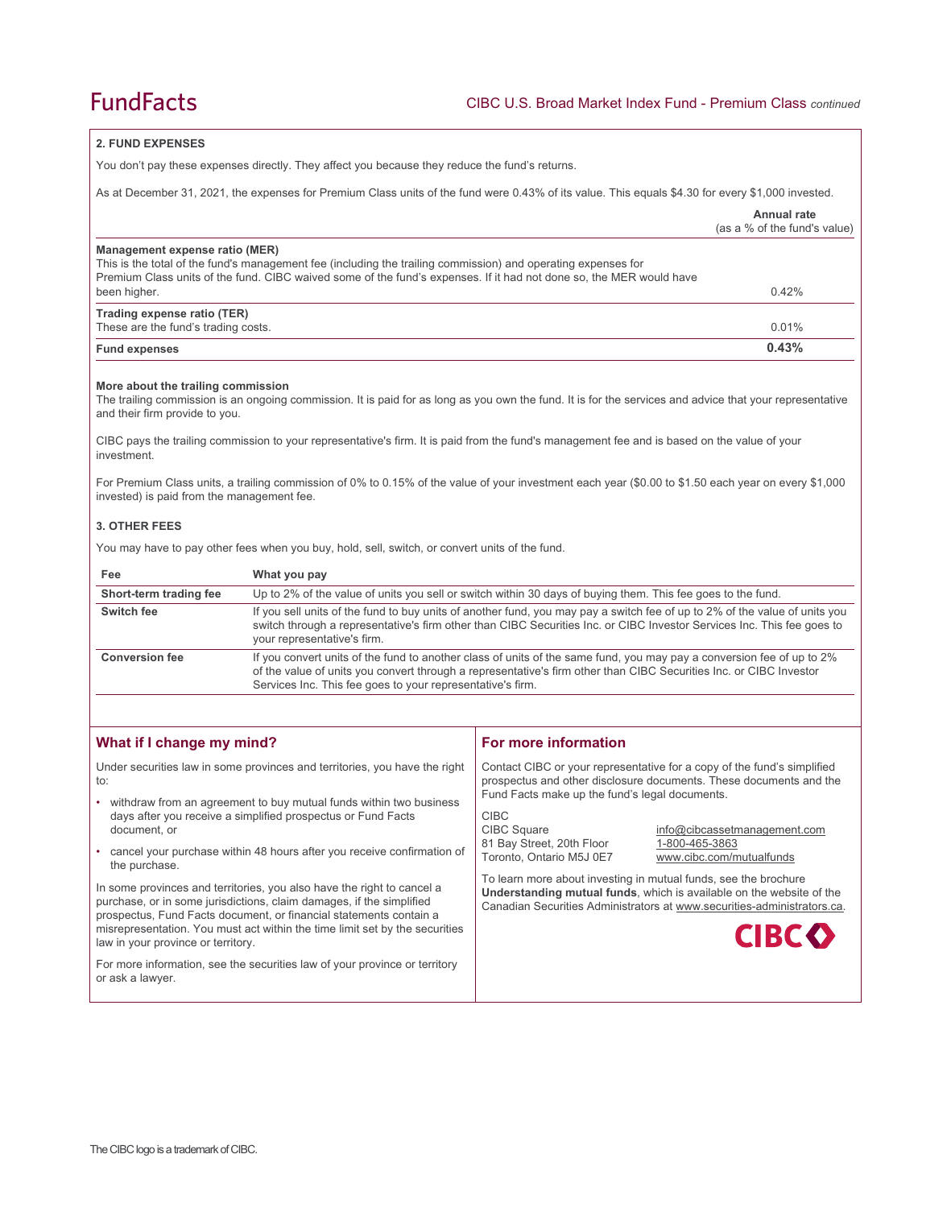## 2. FUND EXPENSES

You don't pay these expenses directly. They affect you because they reduce the fund's returns.

As at December 31, 2021, the expenses for Premium Class units of the fund were 0.43% of its value. This equals $4.30 for every $1,000 invested.

| | Annual rate (as a % of the fund's value) |
|---|---|
| **Management expense ratio (MER)**<br>This is the total of the fund's management fee (including the trailing commission) and operating expenses for Premium Class units of the fund. CIBC waived some of the fund's expenses. If it had not done so, the MER would have been higher. | 0.42% |
| **Trading expense ratio (TER)**<br>These are the fund's trading costs. | 0.01% |
| **Fund expenses** | **0.43%** |

**More about the trailing commission**

The trailing commission is an ongoing commission. It is paid for as long as you own the fund. It is for the services and advice that your representative and their firm provide to you.

CIBC pays the trailing commission to your representative's firm. It is paid from the fund's management fee and is based on the value of your investment.

For Premium Class units, a trailing commission of 0% to 0.15% of the value of your investment each year ($0.00 to $1.50 each year on every $1,000 invested) is paid from the management fee.

## 3. OTHER FEES

You may have to pay other fees when you buy, hold, sell, switch, or convert units of the fund.

| Fee | What you pay |
|---|---|
| **Short-term trading fee** | Up to 2% of the value of units you sell or switch within 30 days of buying them. This fee goes to the fund. |
| **Switch fee** | If you sell units of the fund to buy units of another fund, you may pay a switch fee of up to 2% of the value of units you switch through a representative's firm other than CIBC Securities Inc. or CIBC Investor Services Inc. This fee goes to your representative's firm. |
| **Conversion fee** | If you convert units of the fund to another class of units of the same fund, you may pay a conversion fee of up to 2% of the value of units you convert through a representative's firm other than CIBC Securities Inc. or CIBC Investor Services Inc. This fee goes to your representative's firm. |

## What if I change my mind?

Under securities law in some provinces and territories, you have the right to:

- withdraw from an agreement to buy mutual funds within two business days after you receive a simplified prospectus or Fund Facts document, or
- cancel your purchase within 48 hours after you receive confirmation of the purchase.

In some provinces and territories, you also have the right to cancel a purchase, or in some jurisdictions, claim damages, if the simplified prospectus, Fund Facts document, or financial statements contain a misrepresentation. You must act within the time limit set by the securities law in your province or territory.

For more information, see the securities law of your province or territory or ask a lawyer.

## For more information

Contact CIBC or your representative for a copy of the fund's simplified prospectus and other disclosure documents. These documents and the Fund Facts make up the fund's legal documents.

CIBC
CIBC Square
81 Bay Street, 20th Floor
Toronto, Ontario M5J 0E7

info@cibcassetmanagement.com
1-800-465-3863
www.cibc.com/mutualfunds

To learn more about investing in mutual funds, see the brochure **Understanding mutual funds**, which is available on the website of the Canadian Securities Administrators at www.securities-administrators.ca.

CIBC

The CIBC logo is a trademark of CIBC.